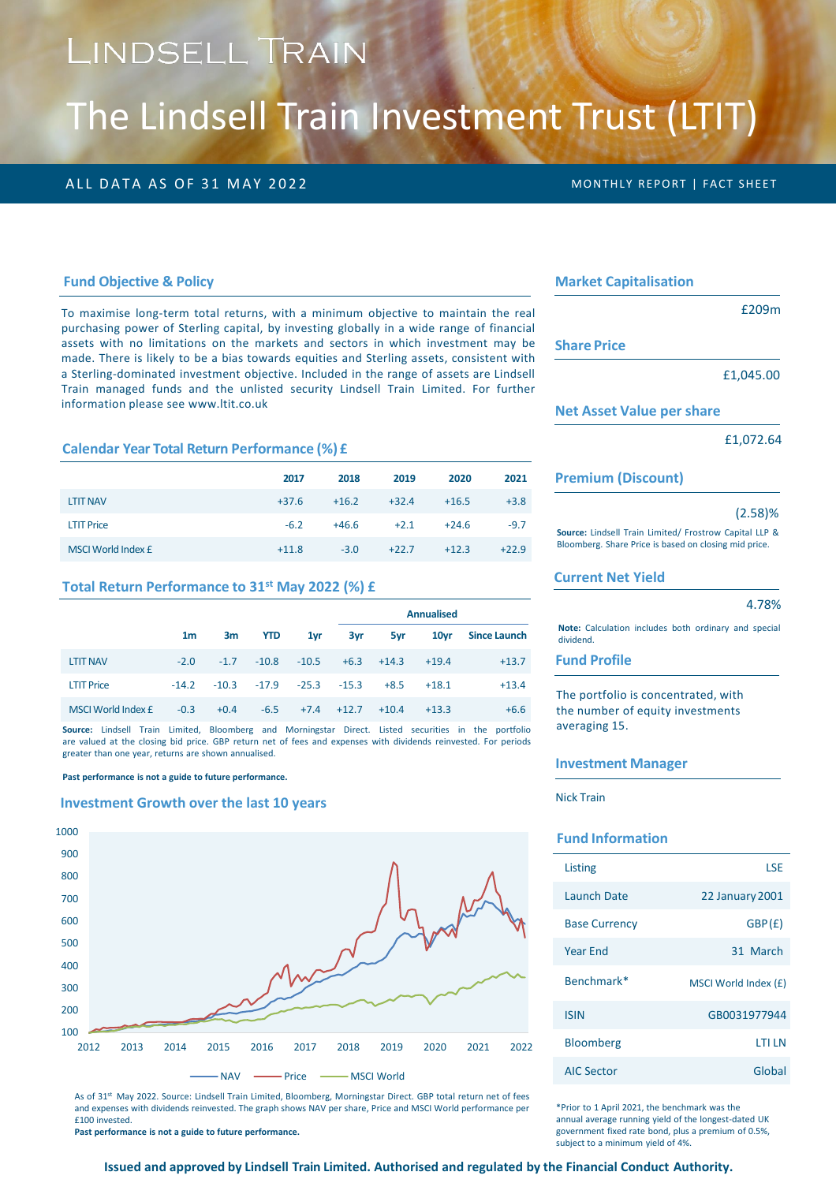Lindsell Train

# The Lindsell Train Investment Trust (LTIT)

ALL DATA AS OF 31 MAY 2022 — MONTHLY REPORT | FACT SHEET

## Fund Objective & Policy

To maximise long-term total returns, with a minimum objective to maintain the real purchasing power of Sterling capital, by investing globally in a wide range of financial assets with no limitations on the markets and sectors in which investment may be made. There is likely to be a bias towards equities and Sterling assets, consistent with a Sterling-dominated investment objective. Included in the range of assets are Lindsell Train managed funds and the unlisted security Lindsell Train Limited. For further information please see www.ltit.co.uk

## Calendar Year Total Return Performance (%) £

| | 2017 | 2018 | 2019 | 2020 | 2021 |
|---|---|---|---|---|---|
| LTIT NAV | +37.6 | +16.2 | +32.4 | +16.5 | +3.8 |
| LTIT Price | -6.2 | +46.6 | +2.1 | +24.6 | -9.7 |
| MSCI World Index £ | +11.8 | -3.0 | +22.7 | +12.3 | +22.9 |

## Total Return Performance to 31st May 2022 (%) £

| | | | | | Annualised | | | |
|---|---|---|---|---|---|---|---|---|
| | 1m | 3m | YTD | 1yr | 3yr | 5yr | 10yr | Since Launch |
| LTIT NAV | -2.0 | -1.7 | -10.8 | -10.5 | +6.3 | +14.3 | +19.4 | +13.7 |
| LTIT Price | -14.2 | -10.3 | -17.9 | -25.3 | -15.3 | +8.5 | +18.1 | +13.4 |
| MSCI World Index £ | -0.3 | +0.4 | -6.5 | +7.4 | +12.7 | +10.4 | +13.3 | +6.6 |

**Source:** Lindsell Train Limited, Bloomberg and Morningstar Direct. Listed securities in the portfolio are valued at the closing bid price. GBP return net of fees and expenses with dividends reinvested. For periods greater than one year, returns are shown annualised.

**Past performance is not a guide to future performance.**

## Investment Growth over the last 10 years

NAV — Price — MSCI World

As of 31st May 2022. Source: Lindsell Train Limited, Bloomberg, Morningstar Direct. GBP total return net of fees and expenses with dividends reinvested. The graph shows NAV per share, Price and MSCI World performance per £100 invested.

**Past performance is not a guide to future performance.**

## Market Capitalisation

£209m

## Share Price

£1,045.00

## Net Asset Value per share

£1,072.64

## Premium (Discount)

(2.58)%

**Source:** Lindsell Train Limited/ Frostrow Capital LLP & Bloomberg. Share Price is based on closing mid price.

## Current Net Yield

4.78%

**Note:** Calculation includes both ordinary and special dividend.

## Fund Profile

The portfolio is concentrated, with the number of equity investments averaging 15.

## Investment Manager

Nick Train

## Fund Information

| | |
|---|---|
| Listing | LSE |
| Launch Date | 22 January 2001 |
| Base Currency | GBP (£) |
| Year End | 31 March |
| Benchmark* | MSCI World Index (£) |
| ISIN | GB0031977944 |
| Bloomberg | LTI LN |
| AIC Sector | Global |

*Prior to 1 April 2021, the benchmark was the annual average running yield of the longest-dated UK government fixed rate bond, plus a premium of 0.5%, subject to a minimum yield of 4%.

**Issued and approved by Lindsell Train Limited. Authorised and regulated by the Financial Conduct Authority.**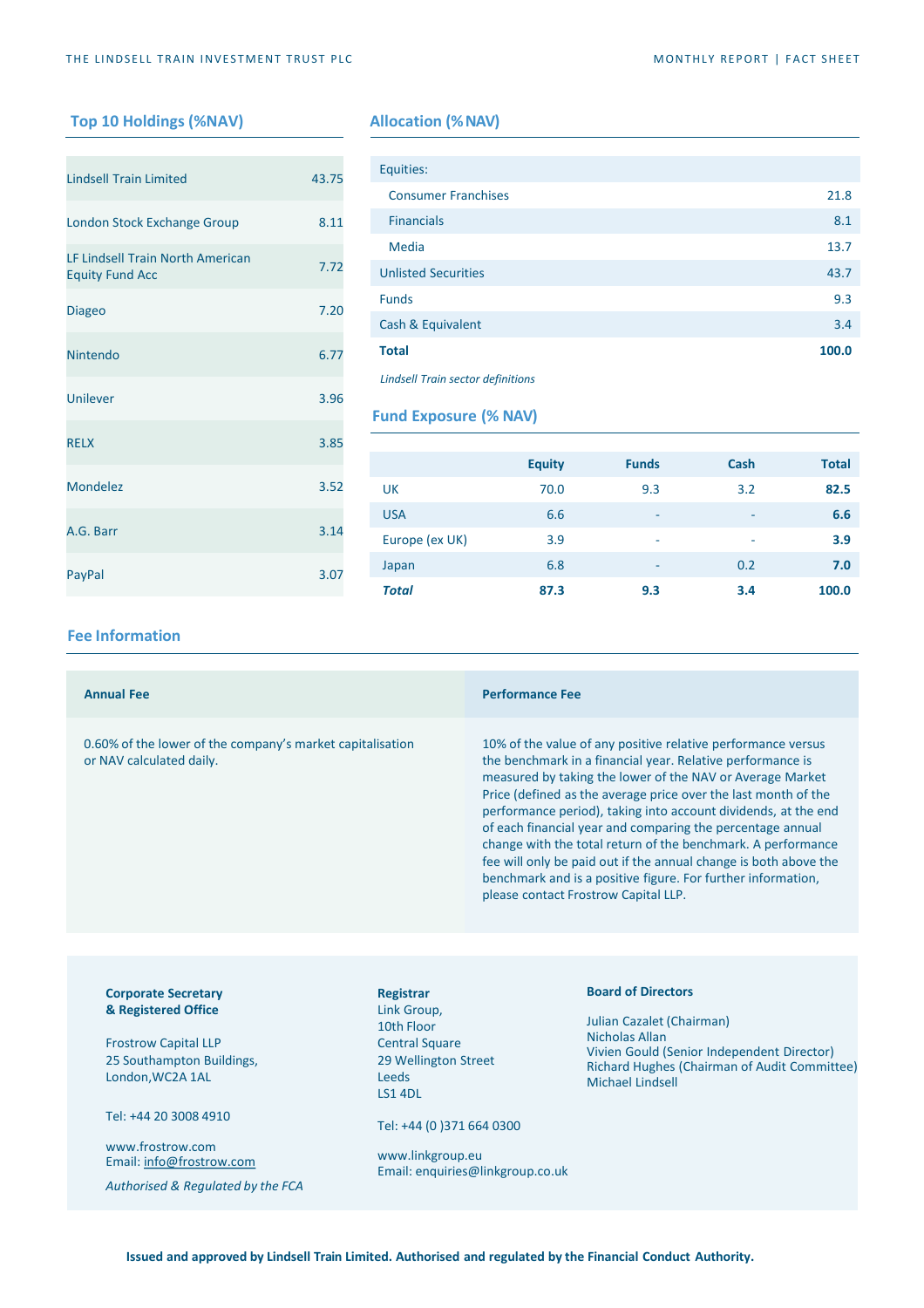## Top 10 Holdings (%NAV)

| Holding | %NAV |
| --- | --- |
| Lindsell Train Limited | 43.75 |
| London Stock Exchange Group | 8.11 |
| LF Lindsell Train North American Equity Fund Acc | 7.72 |
| Diageo | 7.20 |
| Nintendo | 6.77 |
| Unilever | 3.96 |
| RELX | 3.85 |
| Mondelez | 3.52 |
| A.G. Barr | 3.14 |
| PayPal | 3.07 |

## Allocation (%NAV)

| | |
| --- | --- |
| Equities: | |
| Consumer Franchises | 21.8 |
| Financials | 8.1 |
| Media | 13.7 |
| Unlisted Securities | 43.7 |
| Funds | 9.3 |
| Cash & Equivalent | 3.4 |
| **Total** | **100.0** |

*Lindsell Train sector definitions*

## Fund Exposure (% NAV)

| | Equity | Funds | Cash | Total |
| --- | --- | --- | --- | --- |
| UK | 70.0 | 9.3 | 3.2 | **82.5** |
| USA | 6.6 | - | - | **6.6** |
| Europe (ex UK) | 3.9 | - | - | **3.9** |
| Japan | 6.8 | - | 0.2 | **7.0** |
| ***Total*** | **87.3** | **9.3** | **3.4** | **100.0** |

## Fee Information

| Annual Fee | Performance Fee |
| --- | --- |
| 0.60% of the lower of the company's market capitalisation or NAV calculated daily. | 10% of the value of any positive relative performance versus the benchmark in a financial year. Relative performance is measured by taking the lower of the NAV or Average Market Price (defined as the average price over the last month of the performance period), taking into account dividends, at the end of each financial year and comparing the percentage annual change with the total return of the benchmark. A performance fee will only be paid out if the annual change is both above the benchmark and is a positive figure. For further information, please contact Frostrow Capital LLP. |

**Corporate Secretary & Registered Office**

Frostrow Capital LLP
25 Southampton Buildings,
London,WC2A 1AL

Tel: +44 20 3008 4910

www.frostrow.com
Email: info@frostrow.com

*Authorised & Regulated by the FCA*

**Registrar**
Link Group,
10th Floor
Central Square
29 Wellington Street
Leeds
LS1 4DL

Tel: +44 (0 )371 664 0300

www.linkgroup.eu
Email: enquiries@linkgroup.co.uk

**Board of Directors**

Julian Cazalet (Chairman)
Nicholas Allan
Vivien Gould (Senior Independent Director)
Richard Hughes (Chairman of Audit Committee)
Michael Lindsell

**Issued and approved by Lindsell Train Limited. Authorised and regulated by the Financial Conduct Authority.**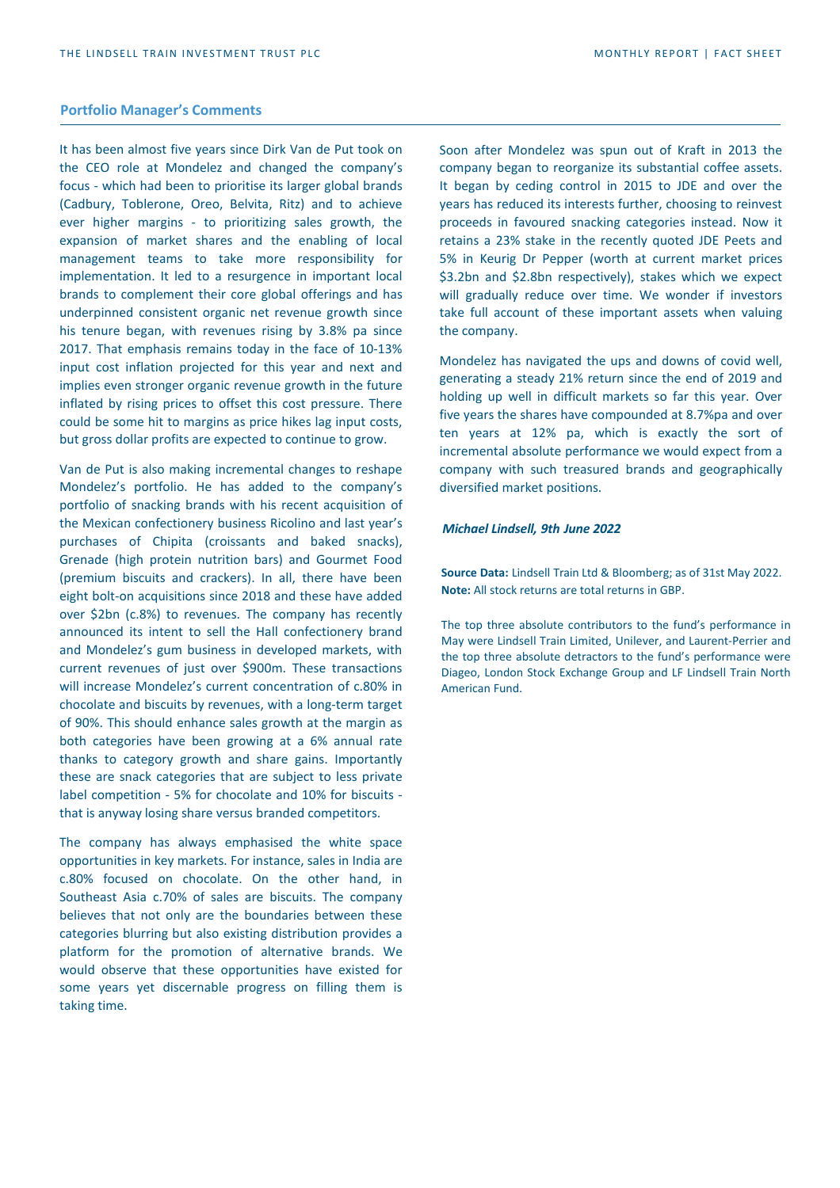## Portfolio Manager's Comments

It has been almost five years since Dirk Van de Put took on the CEO role at Mondelez and changed the company's focus - which had been to prioritise its larger global brands (Cadbury, Toblerone, Oreo, Belvita, Ritz) and to achieve ever higher margins - to prioritizing sales growth, the expansion of market shares and the enabling of local management teams to take more responsibility for implementation. It led to a resurgence in important local brands to complement their core global offerings and has underpinned consistent organic net revenue growth since his tenure began, with revenues rising by 3.8% pa since 2017. That emphasis remains today in the face of 10-13% input cost inflation projected for this year and next and implies even stronger organic revenue growth in the future inflated by rising prices to offset this cost pressure. There could be some hit to margins as price hikes lag input costs, but gross dollar profits are expected to continue to grow.

Van de Put is also making incremental changes to reshape Mondelez's portfolio. He has added to the company's portfolio of snacking brands with his recent acquisition of the Mexican confectionery business Ricolino and last year's purchases of Chipita (croissants and baked snacks), Grenade (high protein nutrition bars) and Gourmet Food (premium biscuits and crackers). In all, there have been eight bolt-on acquisitions since 2018 and these have added over $2bn (c.8%) to revenues. The company has recently announced its intent to sell the Hall confectionery brand and Mondelez's gum business in developed markets, with current revenues of just over $900m. These transactions will increase Mondelez's current concentration of c.80% in chocolate and biscuits by revenues, with a long-term target of 90%. This should enhance sales growth at the margin as both categories have been growing at a 6% annual rate thanks to category growth and share gains. Importantly these are snack categories that are subject to less private label competition - 5% for chocolate and 10% for biscuits - that is anyway losing share versus branded competitors.

The company has always emphasised the white space opportunities in key markets. For instance, sales in India are c.80% focused on chocolate. On the other hand, in Southeast Asia c.70% of sales are biscuits. The company believes that not only are the boundaries between these categories blurring but also existing distribution provides a platform for the promotion of alternative brands. We would observe that these opportunities have existed for some years yet discernable progress on filling them is taking time.

Soon after Mondelez was spun out of Kraft in 2013 the company began to reorganize its substantial coffee assets. It began by ceding control in 2015 to JDE and over the years has reduced its interests further, choosing to reinvest proceeds in favoured snacking categories instead. Now it retains a 23% stake in the recently quoted JDE Peets and 5% in Keurig Dr Pepper (worth at current market prices $3.2bn and $2.8bn respectively), stakes which we expect will gradually reduce over time. We wonder if investors take full account of these important assets when valuing the company.

Mondelez has navigated the ups and downs of covid well, generating a steady 21% return since the end of 2019 and holding up well in difficult markets so far this year. Over five years the shares have compounded at 8.7%pa and over ten years at 12% pa, which is exactly the sort of incremental absolute performance we would expect from a company with such treasured brands and geographically diversified market positions.

***Michael Lindsell, 9th June 2022***

**Source Data:** Lindsell Train Ltd & Bloomberg; as of 31st May 2022.
**Note:** All stock returns are total returns in GBP.

The top three absolute contributors to the fund's performance in May were Lindsell Train Limited, Unilever, and Laurent-Perrier and the top three absolute detractors to the fund's performance were Diageo, London Stock Exchange Group and LF Lindsell Train North American Fund.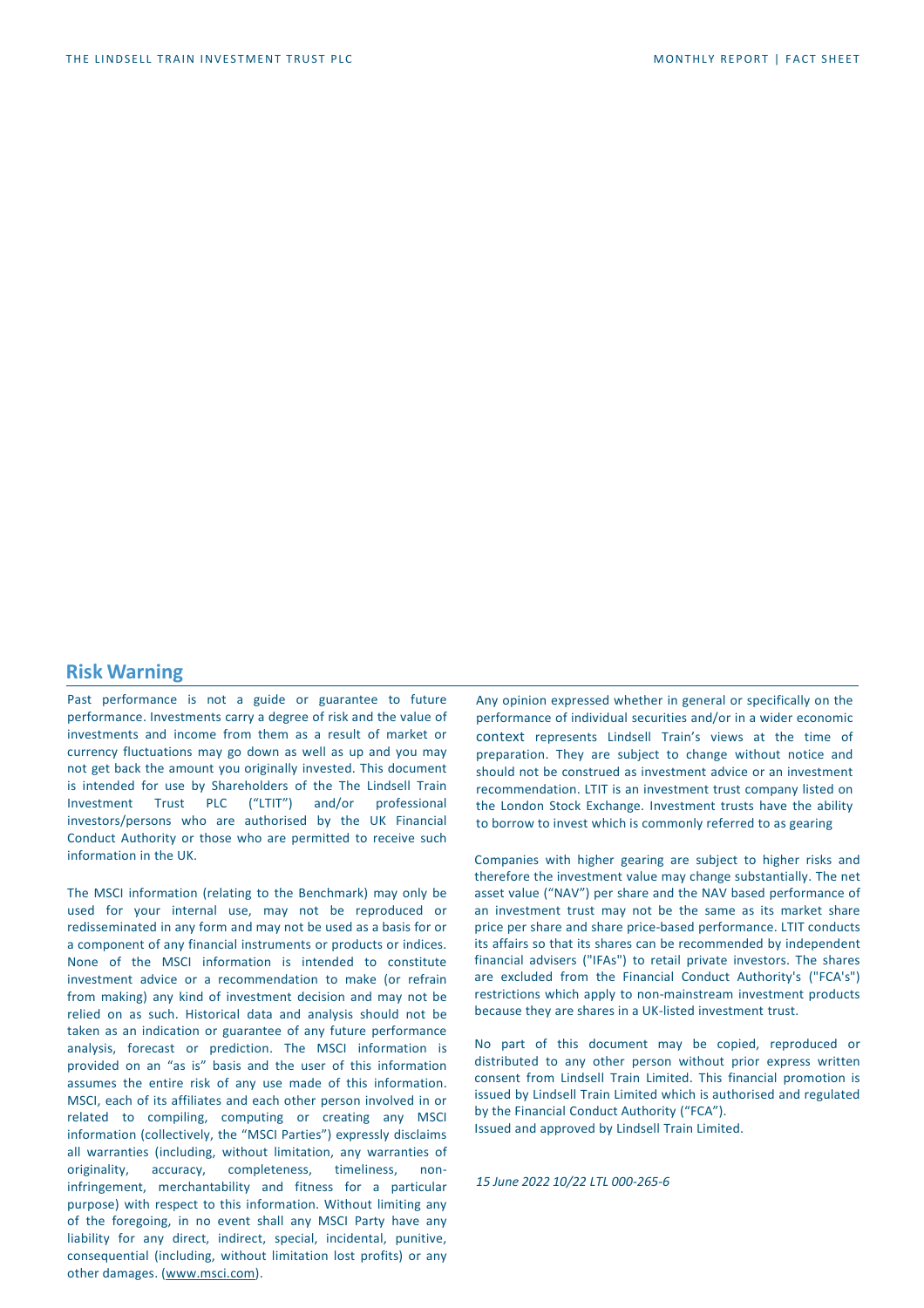## Risk Warning

Past performance is not a guide or guarantee to future performance. Investments carry a degree of risk and the value of investments and income from them as a result of market or currency fluctuations may go down as well as up and you may not get back the amount you originally invested. This document is intended for use by Shareholders of the The Lindsell Train Investment Trust PLC ("LTIT") and/or professional investors/persons who are authorised by the UK Financial Conduct Authority or those who are permitted to receive such information in the UK.

The MSCI information (relating to the Benchmark) may only be used for your internal use, may not be reproduced or redisseminated in any form and may not be used as a basis for or a component of any financial instruments or products or indices. None of the MSCI information is intended to constitute investment advice or a recommendation to make (or refrain from making) any kind of investment decision and may not be relied on as such. Historical data and analysis should not be taken as an indication or guarantee of any future performance analysis, forecast or prediction. The MSCI information is provided on an "as is" basis and the user of this information assumes the entire risk of any use made of this information. MSCI, each of its affiliates and each other person involved in or related to compiling, computing or creating any MSCI information (collectively, the "MSCI Parties") expressly disclaims all warranties (including, without limitation, any warranties of originality, accuracy, completeness, timeliness, non-infringement, merchantability and fitness for a particular purpose) with respect to this information. Without limiting any of the foregoing, in no event shall any MSCI Party have any liability for any direct, indirect, special, incidental, punitive, consequential (including, without limitation lost profits) or any other damages. (www.msci.com).

Any opinion expressed whether in general or specifically on the performance of individual securities and/or in a wider economic context represents Lindsell Train's views at the time of preparation. They are subject to change without notice and should not be construed as investment advice or an investment recommendation. LTIT is an investment trust company listed on the London Stock Exchange. Investment trusts have the ability to borrow to invest which is commonly referred to as gearing

Companies with higher gearing are subject to higher risks and therefore the investment value may change substantially. The net asset value ("NAV") per share and the NAV based performance of an investment trust may not be the same as its market share price per share and share price-based performance. LTIT conducts its affairs so that its shares can be recommended by independent financial advisers ("IFAs") to retail private investors. The shares are excluded from the Financial Conduct Authority's ("FCA's") restrictions which apply to non-mainstream investment products because they are shares in a UK-listed investment trust.

No part of this document may be copied, reproduced or distributed to any other person without prior express written consent from Lindsell Train Limited. This financial promotion is issued by Lindsell Train Limited which is authorised and regulated by the Financial Conduct Authority ("FCA").
Issued and approved by Lindsell Train Limited.

*15 June 2022 10/22 LTL 000-265-6*